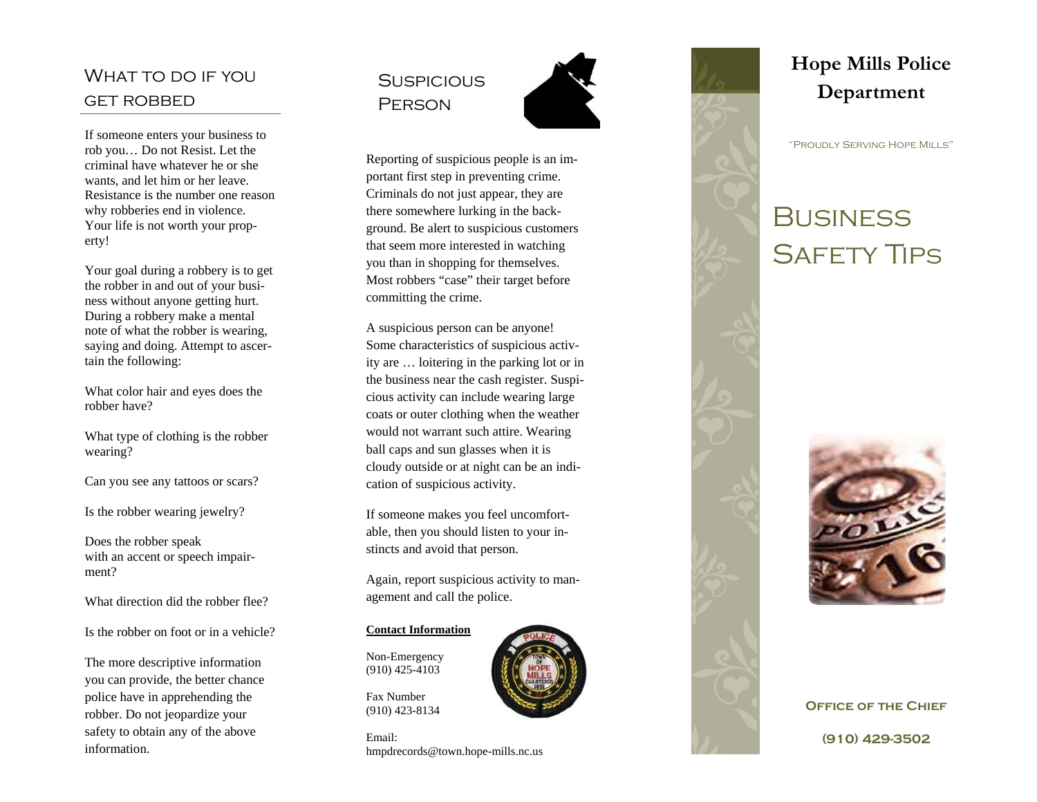## What to do if you get robbed

If someone enters your business to rob you… Do not Resist. Let the criminal have whatever he or she wants, and let him or her leave. Resistance is the number one reason why robberies end in violence. Your life is not worth your property!

Your goal during a robbery is to get the robber in and out of your business without anyone getting hurt. During a robbery make a mental note of what the robber is wearing, saying and doing. Attempt to ascertain the following:

What color hair and eyes does the robber have?

What type of clothing is the robber wearing?

Can you see any tattoos or scars?

Is the robber wearing jewelry?

Does the robber speak with an accent or speech impairment?

What direction did the robber flee?

Is the robber on foot or in a vehicle?

The more descriptive information you can provide, the better chance police have in apprehending the robber. Do not jeopardize your safety to obtain any of the above information.

## Suspicious Person

Reporting of suspicious people is an important first step in preventing crime. Criminals do not just appear, they are there somewhere lurking in the background. Be alert to suspicious customers that seem more interested in watching you than in shopping for themselves. Most robbers "case" their target before committing the crime.

A suspicious person can be anyone! Some characteristics of suspicious activity are … loitering in the parking lot or in the business near the cash register. Suspicious activity can include wearing large coats or outer clothing when the weather would not warrant such attire. Wearing ball caps and sun glasses when it is cloudy outside or at night can be an indication of suspicious activity.

If someone makes you feel uncomfortable, then you should listen to your instincts and avoid that person.

Again, report suspicious activity to management and call the police.

**Contact Information**

Non-Emergency
(910) 425-4103

Fax Number
(910) 423-8134

Email:
hmpdrecords@town.hope-mills.nc.us

# Hope Mills Police Department

"Proudly Serving Hope Mills"

# Business Safety Tips

**Office of the Chief**

**(910) 429-3502**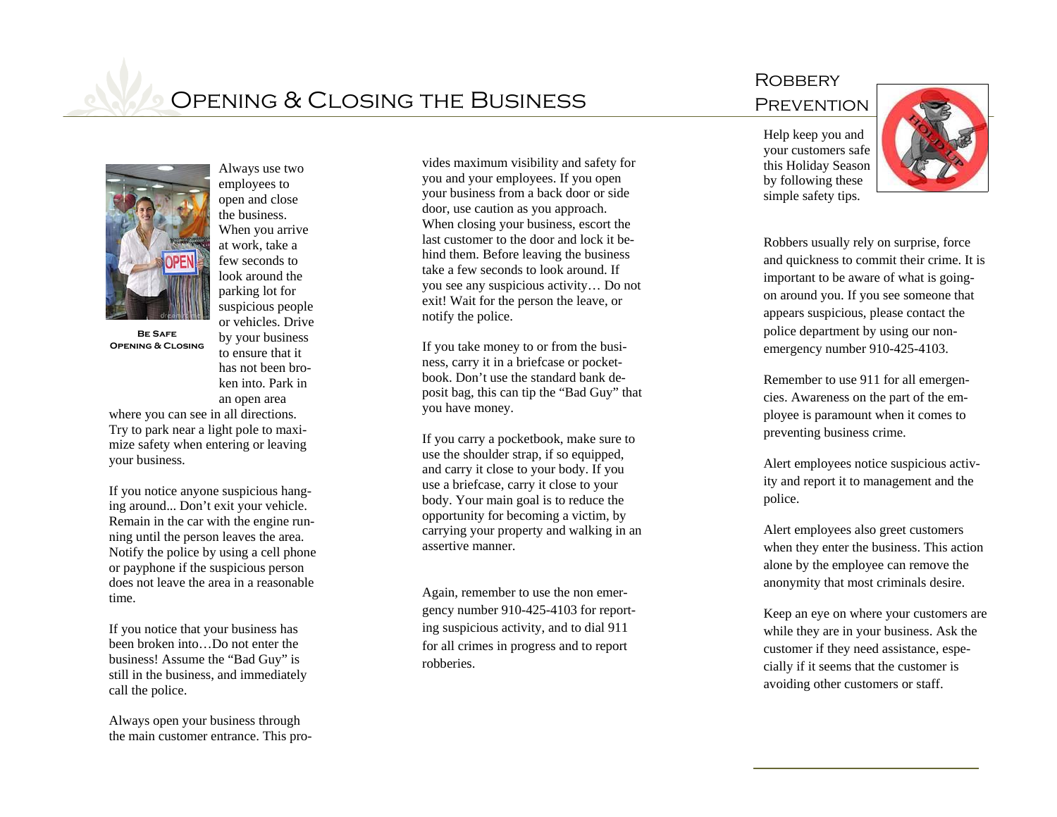# Opening & Closing the Business

Be Safe Opening & Closing

Always use two employees to open and close the business. When you arrive at work, take a few seconds to look around the parking lot for suspicious people or vehicles. Drive by your business to ensure that it has not been broken into. Park in an open area where you can see in all directions. Try to park near a light pole to maximize safety when entering or leaving your business.

If you notice anyone suspicious hanging around... Don't exit your vehicle. Remain in the car with the engine running until the person leaves the area. Notify the police by using a cell phone or payphone if the suspicious person does not leave the area in a reasonable time.

If you notice that your business has been broken into…Do not enter the business! Assume the "Bad Guy" is still in the business, and immediately call the police.

Always open your business through the main customer entrance. This provides maximum visibility and safety for you and your employees. If you open your business from a back door or side door, use caution as you approach. When closing your business, escort the last customer to the door and lock it behind them. Before leaving the business take a few seconds to look around. If you see any suspicious activity… Do not exit! Wait for the person the leave, or notify the police.

If you take money to or from the business, carry it in a briefcase or pocketbook. Don't use the standard bank deposit bag, this can tip the "Bad Guy" that you have money.

If you carry a pocketbook, make sure to use the shoulder strap, if so equipped, and carry it close to your body. If you use a briefcase, carry it close to your body. Your main goal is to reduce the opportunity for becoming a victim, by carrying your property and walking in an assertive manner.

Again, remember to use the non emergency number 910-425-4103 for reporting suspicious activity, and to dial 911 for all crimes in progress and to report robberies.

## Robbery Prevention

Help keep you and your customers safe this Holiday Season by following these simple safety tips.

Robbers usually rely on surprise, force and quickness to commit their crime. It is important to be aware of what is going-on around you. If you see someone that appears suspicious, please contact the police department by using our non-emergency number 910-425-4103.

Remember to use 911 for all emergencies. Awareness on the part of the employee is paramount when it comes to preventing business crime.

Alert employees notice suspicious activity and report it to management and the police.

Alert employees also greet customers when they enter the business. This action alone by the employee can remove the anonymity that most criminals desire.

Keep an eye on where your customers are while they are in your business. Ask the customer if they need assistance, especially if it seems that the customer is avoiding other customers or staff.